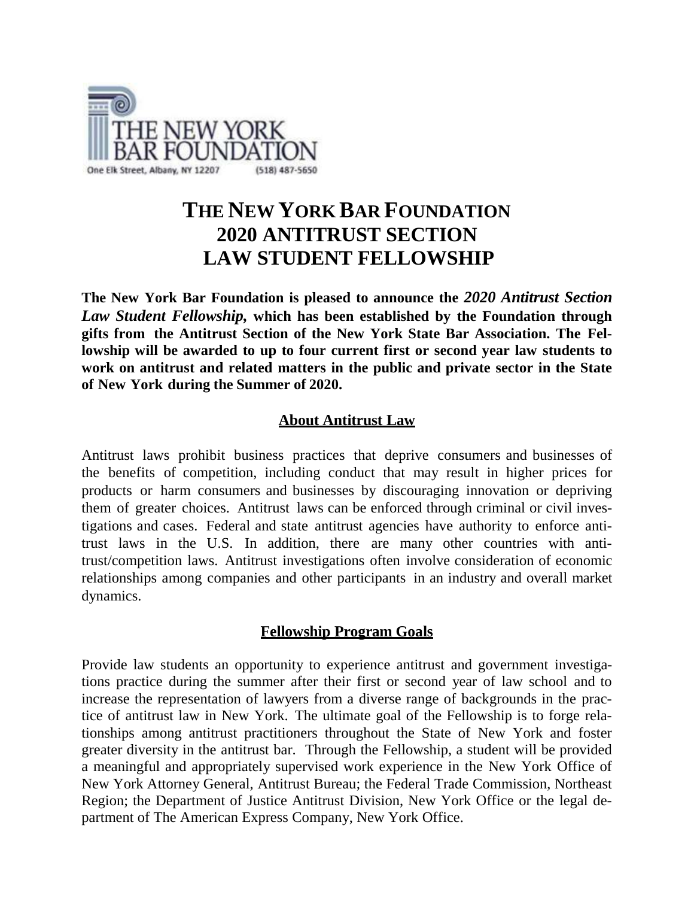THE NEW YORK BAR FOUNDATION

One Elk Street, Albany, NY 12207 (518) 487-5650

# THE NEW YORK BAR FOUNDATION 2020 ANTITRUST SECTION LAW STUDENT FELLOWSHIP

**The New York Bar Foundation is pleased to announce the *2020 Antitrust Section Law Student Fellowship,* which has been established by the Foundation through gifts from the Antitrust Section of the New York State Bar Association. The Fellowship will be awarded to up to four current first or second year law students to work on antitrust and related matters in the public and private sector in the State of New York during the Summer of 2020.**

## About Antitrust Law

Antitrust laws prohibit business practices that deprive consumers and businesses of the benefits of competition, including conduct that may result in higher prices for products or harm consumers and businesses by discouraging innovation or depriving them of greater choices. Antitrust laws can be enforced through criminal or civil investigations and cases. Federal and state antitrust agencies have authority to enforce antitrust laws in the U.S. In addition, there are many other countries with antitrust/competition laws. Antitrust investigations often involve consideration of economic relationships among companies and other participants in an industry and overall market dynamics.

## Fellowship Program Goals

Provide law students an opportunity to experience antitrust and government investigations practice during the summer after their first or second year of law school and to increase the representation of lawyers from a diverse range of backgrounds in the practice of antitrust law in New York. The ultimate goal of the Fellowship is to forge relationships among antitrust practitioners throughout the State of New York and foster greater diversity in the antitrust bar. Through the Fellowship, a student will be provided a meaningful and appropriately supervised work experience in the New York Office of New York Attorney General, Antitrust Bureau; the Federal Trade Commission, Northeast Region; the Department of Justice Antitrust Division, New York Office or the legal department of The American Express Company, New York Office.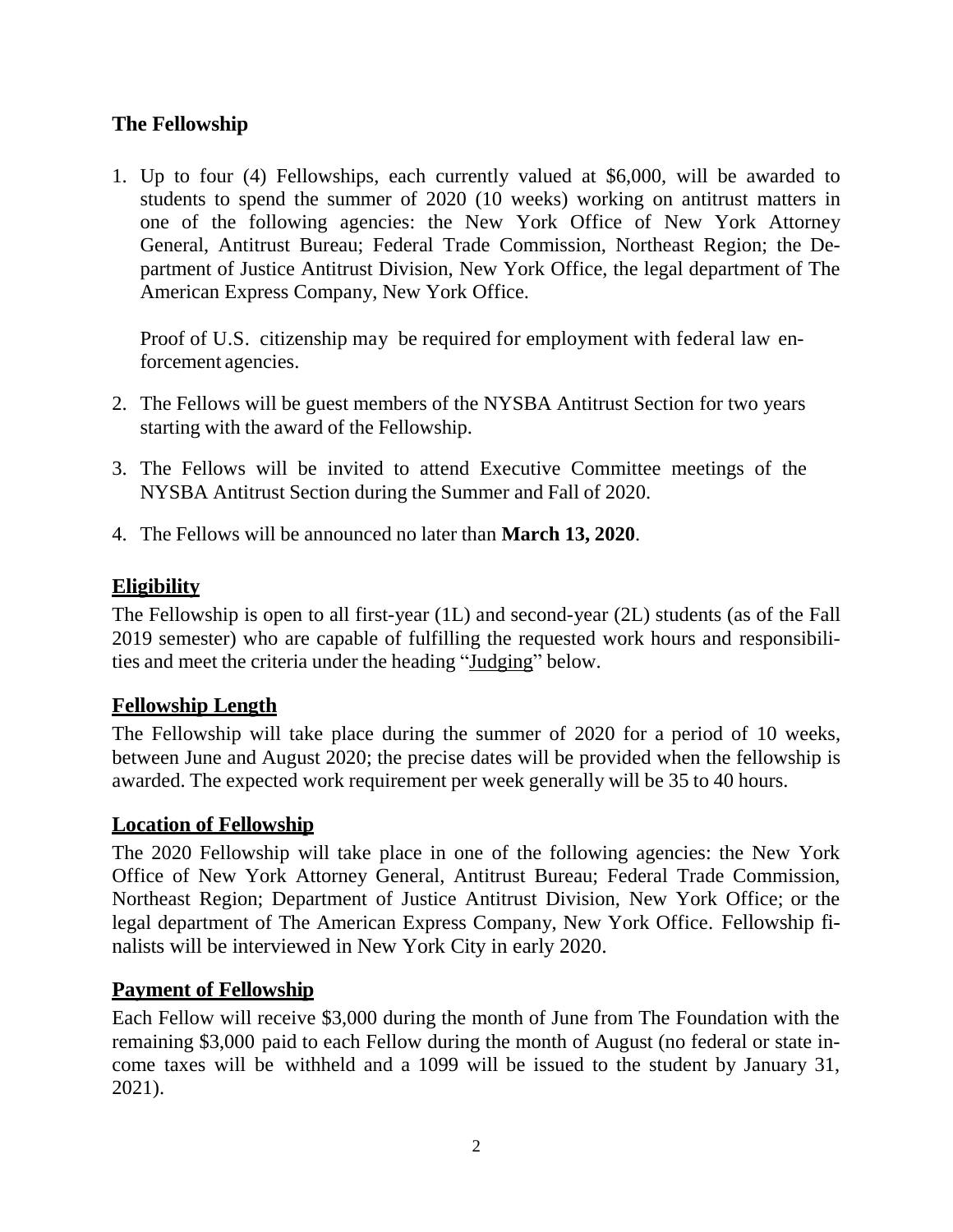## The Fellowship

1. Up to four (4) Fellowships, each currently valued at $6,000, will be awarded to students to spend the summer of 2020 (10 weeks) working on antitrust matters in one of the following agencies: the New York Office of New York Attorney General, Antitrust Bureau; Federal Trade Commission, Northeast Region; the Department of Justice Antitrust Division, New York Office, the legal department of The American Express Company, New York Office.

   Proof of U.S. citizenship may be required for employment with federal law enforcement agencies.

2. The Fellows will be guest members of the NYSBA Antitrust Section for two years starting with the award of the Fellowship.

3. The Fellows will be invited to attend Executive Committee meetings of the NYSBA Antitrust Section during the Summer and Fall of 2020.

4. The Fellows will be announced no later than **March 13, 2020**.

## Eligibility

The Fellowship is open to all first-year (1L) and second-year (2L) students (as of the Fall 2019 semester) who are capable of fulfilling the requested work hours and responsibilities and meet the criteria under the heading "Judging" below.

## Fellowship Length

The Fellowship will take place during the summer of 2020 for a period of 10 weeks, between June and August 2020; the precise dates will be provided when the fellowship is awarded. The expected work requirement per week generally will be 35 to 40 hours.

## Location of Fellowship

The 2020 Fellowship will take place in one of the following agencies: the New York Office of New York Attorney General, Antitrust Bureau; Federal Trade Commission, Northeast Region; Department of Justice Antitrust Division, New York Office; or the legal department of The American Express Company, New York Office. Fellowship finalists will be interviewed in New York City in early 2020.

## Payment of Fellowship

Each Fellow will receive $3,000 during the month of June from The Foundation with the remaining $3,000 paid to each Fellow during the month of August (no federal or state income taxes will be withheld and a 1099 will be issued to the student by January 31, 2021).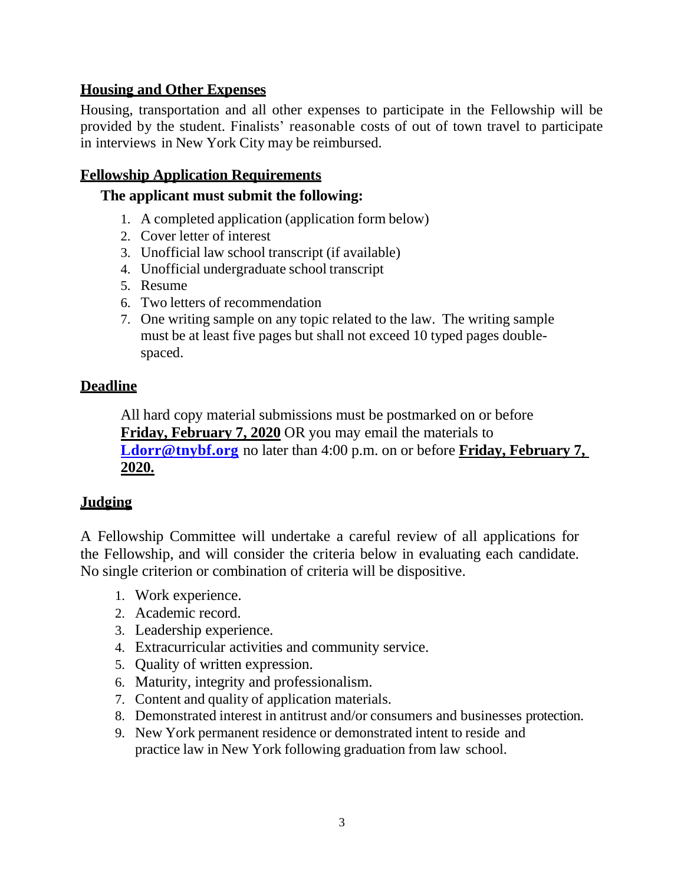## Housing and Other Expenses

Housing, transportation and all other expenses to participate in the Fellowship will be provided by the student. Finalists' reasonable costs of out of town travel to participate in interviews in New York City may be reimbursed.

## Fellowship Application Requirements

**The applicant must submit the following:**

1. A completed application (application form below)
2. Cover letter of interest
3. Unofficial law school transcript (if available)
4. Unofficial undergraduate school transcript
5. Resume
6. Two letters of recommendation
7. One writing sample on any topic related to the law. The writing sample must be at least five pages but shall not exceed 10 typed pages double-spaced.

## Deadline

All hard copy material submissions must be postmarked on or before **Friday, February 7, 2020** OR you may email the materials to **Ldorr@tnybf.org** no later than 4:00 p.m. on or before **Friday, February 7, 2020.**

## Judging

A Fellowship Committee will undertake a careful review of all applications for the Fellowship, and will consider the criteria below in evaluating each candidate. No single criterion or combination of criteria will be dispositive.

1. Work experience.
2. Academic record.
3. Leadership experience.
4. Extracurricular activities and community service.
5. Quality of written expression.
6. Maturity, integrity and professionalism.
7. Content and quality of application materials.
8. Demonstrated interest in antitrust and/or consumers and businesses protection.
9. New York permanent residence or demonstrated intent to reside and practice law in New York following graduation from law school.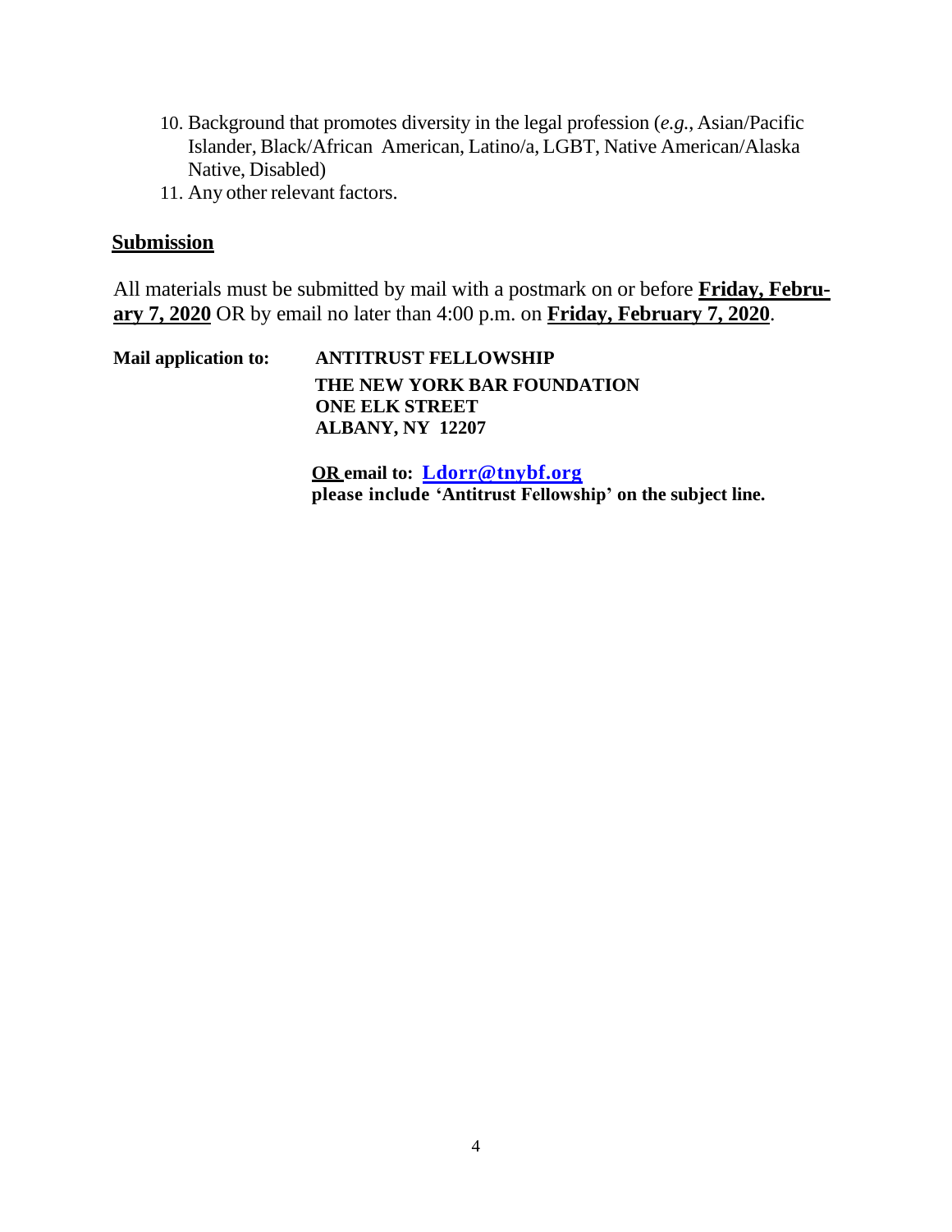10. Background that promotes diversity in the legal profession (*e.g.*, Asian/Pacific Islander, Black/African American, Latino/a, LGBT, Native American/Alaska Native, Disabled)
11. Any other relevant factors.

## Submission

All materials must be submitted by mail with a postmark on or before **Friday, February 7, 2020** OR by email no later than 4:00 p.m. on **Friday, February 7, 2020**.

**Mail application to:**

**ANTITRUST FELLOWSHIP**
**THE NEW YORK BAR FOUNDATION**
**ONE ELK STREET**
**ALBANY, NY 12207**

**OR email to: Ldorr@tnybf.org**
**please include 'Antitrust Fellowship' on the subject line.**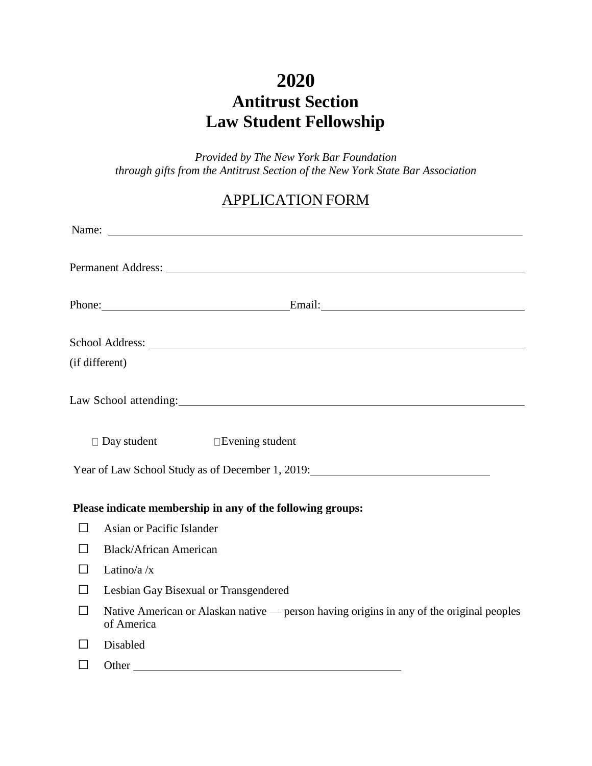# 2020
# Antitrust Section
# Law Student Fellowship

*Provided by The New York Bar Foundation*
*through gifts from the Antitrust Section of the New York State Bar Association*

## APPLICATION FORM

Name: ______________________________________________

Permanent Address: ______________________________________________

Phone: ______________________ Email: ______________________

School Address: ______________________________________________
(if different)

Law School attending: ______________________________________________

☐ Day student ☐ Evening student

Year of Law School Study as of December 1, 2019: ______________________

**Please indicate membership in any of the following groups:**

- ☐ Asian or Pacific Islander
- ☐ Black/African American
- ☐ Latino/a /x
- ☐ Lesbian Gay Bisexual or Transgendered
- ☐ Native American or Alaskan native — person having origins in any of the original peoples of America
- ☐ Disabled
- ☐ Other ______________________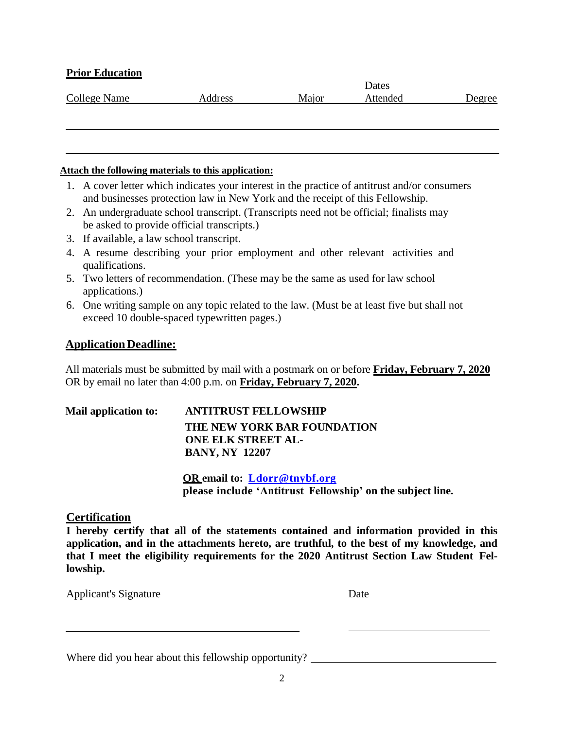**Prior Education**

| College Name | Address | Major | Dates Attended | Degree |
| --- | --- | --- | --- | --- |
| | | | | |
| | | | | |

**Attach the following materials to this application:**

1. A cover letter which indicates your interest in the practice of antitrust and/or consumers and businesses protection law in New York and the receipt of this Fellowship.
2. An undergraduate school transcript. (Transcripts need not be official; finalists may be asked to provide official transcripts.)
3. If available, a law school transcript.
4. A resume describing your prior employment and other relevant activities and qualifications.
5. Two letters of recommendation. (These may be the same as used for law school applications.)
6. One writing sample on any topic related to the law. (Must be at least five but shall not exceed 10 double-spaced typewritten pages.)

## Application Deadline:

All materials must be submitted by mail with a postmark on or before **Friday, February 7, 2020** OR by email no later than 4:00 p.m. on **Friday, February 7, 2020.**

**Mail application to:** **ANTITRUST FELLOWSHIP**
**THE NEW YORK BAR FOUNDATION**
**ONE ELK STREET ALBANY, NY 12207**

**OR email to: Ldorr@tnybf.org**
**please include 'Antitrust Fellowship' on the subject line.**

## Certification

**I hereby certify that all of the statements contained and information provided in this application, and in the attachments hereto, are truthful, to the best of my knowledge, and that I meet the eligibility requirements for the 2020 Antitrust Section Law Student Fellowship.**

Applicant's Signature ______________________ Date ______________

Where did you hear about this fellowship opportunity? ______________________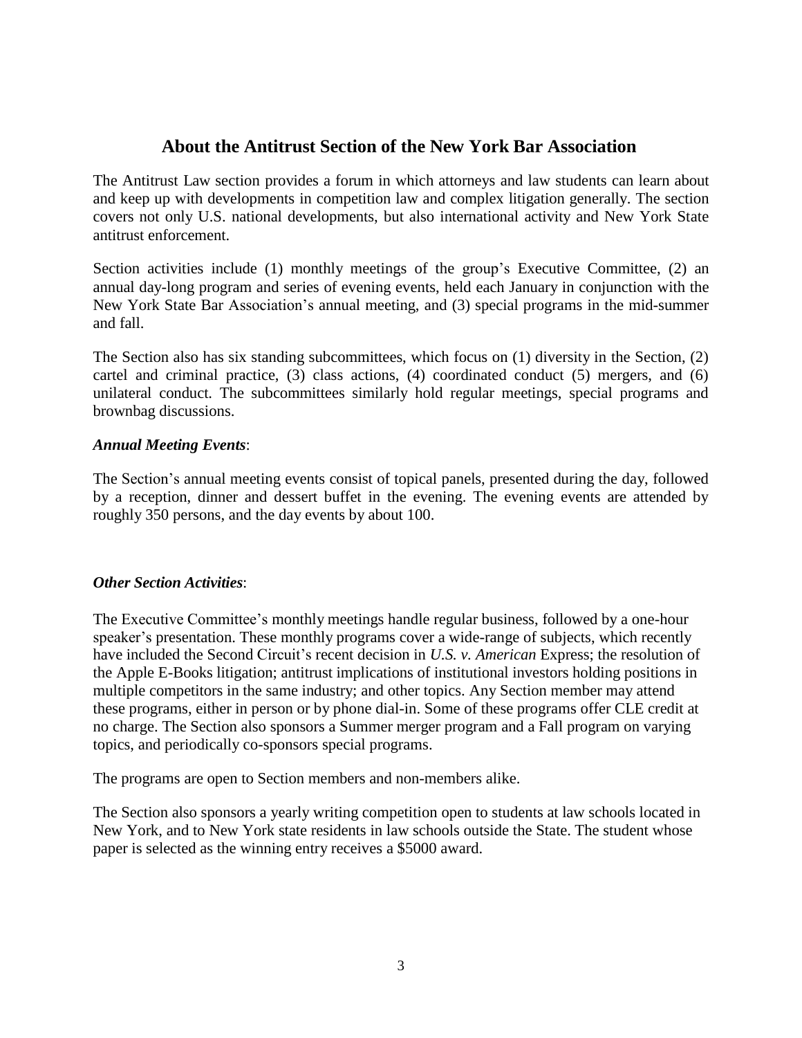## About the Antitrust Section of the New York Bar Association

The Antitrust Law section provides a forum in which attorneys and law students can learn about and keep up with developments in competition law and complex litigation generally. The section covers not only U.S. national developments, but also international activity and New York State antitrust enforcement.

Section activities include (1) monthly meetings of the group's Executive Committee, (2) an annual day-long program and series of evening events, held each January in conjunction with the New York State Bar Association's annual meeting, and (3) special programs in the mid-summer and fall.

The Section also has six standing subcommittees, which focus on (1) diversity in the Section, (2) cartel and criminal practice, (3) class actions, (4) coordinated conduct (5) mergers, and (6) unilateral conduct. The subcommittees similarly hold regular meetings, special programs and brownbag discussions.

***Annual Meeting Events***:

The Section's annual meeting events consist of topical panels, presented during the day, followed by a reception, dinner and dessert buffet in the evening. The evening events are attended by roughly 350 persons, and the day events by about 100.

***Other Section Activities***:

The Executive Committee's monthly meetings handle regular business, followed by a one-hour speaker's presentation. These monthly programs cover a wide-range of subjects, which recently have included the Second Circuit's recent decision in *U.S. v. American* Express; the resolution of the Apple E-Books litigation; antitrust implications of institutional investors holding positions in multiple competitors in the same industry; and other topics. Any Section member may attend these programs, either in person or by phone dial-in. Some of these programs offer CLE credit at no charge. The Section also sponsors a Summer merger program and a Fall program on varying topics, and periodically co-sponsors special programs.

The programs are open to Section members and non-members alike.

The Section also sponsors a yearly writing competition open to students at law schools located in New York, and to New York state residents in law schools outside the State. The student whose paper is selected as the winning entry receives a $5000 award.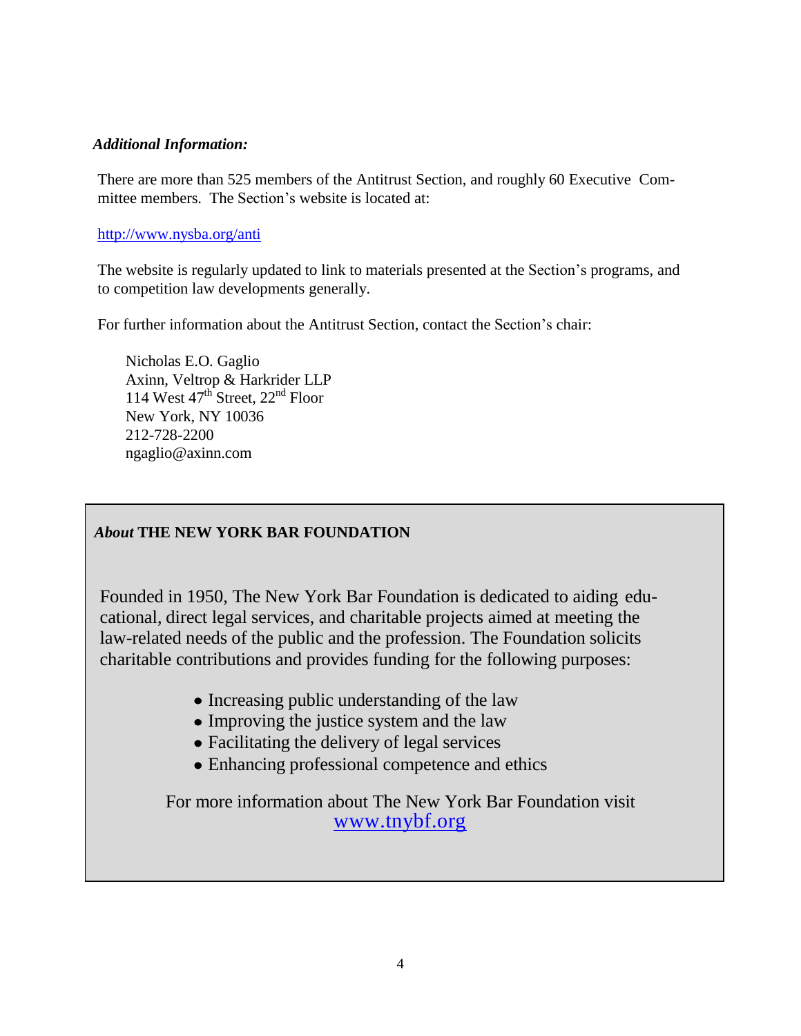***Additional Information:***

There are more than 525 members of the Antitrust Section, and roughly 60 Executive Committee members. The Section's website is located at:

http://www.nysba.org/anti

The website is regularly updated to link to materials presented at the Section's programs, and to competition law developments generally.

For further information about the Antitrust Section, contact the Section's chair:

Nicholas E.O. Gaglio
Axinn, Veltrop & Harkrider LLP
114 West 47th Street, 22nd Floor
New York, NY 10036
212-728-2200
ngaglio@axinn.com

***About* THE NEW YORK BAR FOUNDATION**

Founded in 1950, The New York Bar Foundation is dedicated to aiding educational, direct legal services, and charitable projects aimed at meeting the law-related needs of the public and the profession. The Foundation solicits charitable contributions and provides funding for the following purposes:

- Increasing public understanding of the law
- Improving the justice system and the law
- Facilitating the delivery of legal services
- Enhancing professional competence and ethics

For more information about The New York Bar Foundation visit www.tnybf.org